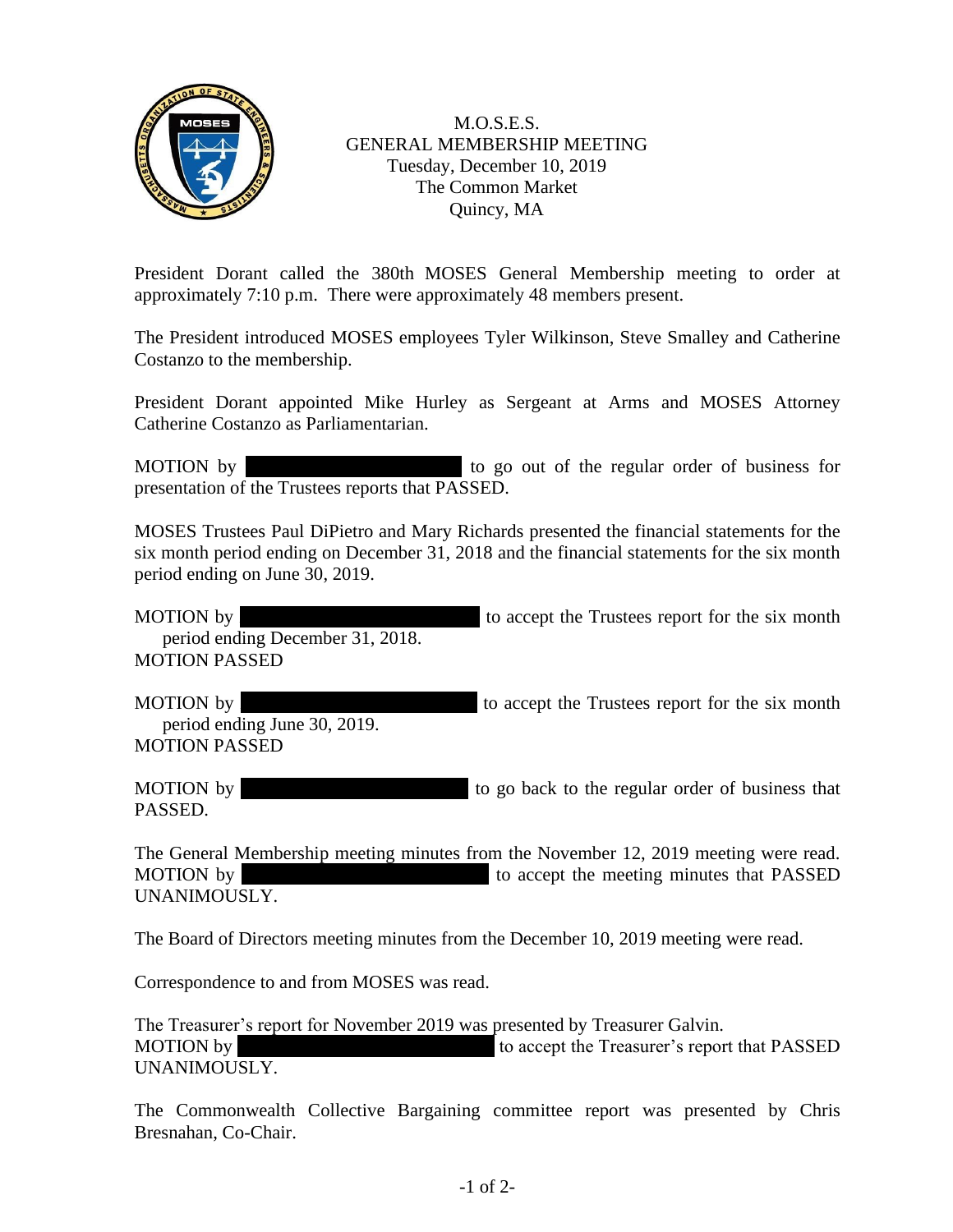M.O.S.E.S.
GENERAL MEMBERSHIP MEETING
Tuesday, December 10, 2019
The Common Market
Quincy, MA

President Dorant called the 380th MOSES General Membership meeting to order at approximately 7:10 p.m. There were approximately 48 members present.

The President introduced MOSES employees Tyler Wilkinson, Steve Smalley and Catherine Costanzo to the membership.

President Dorant appointed Mike Hurley as Sergeant at Arms and MOSES Attorney Catherine Costanzo as Parliamentarian.

MOTION by [REDACTED] to go out of the regular order of business for presentation of the Trustees reports that PASSED.

MOSES Trustees Paul DiPietro and Mary Richards presented the financial statements for the six month period ending on December 31, 2018 and the financial statements for the six month period ending on June 30, 2019.

MOTION by [REDACTED] to accept the Trustees report for the six month period ending December 31, 2018.
MOTION PASSED

MOTION by [REDACTED] to accept the Trustees report for the six month period ending June 30, 2019.
MOTION PASSED

MOTION by [REDACTED] to go back to the regular order of business that PASSED.

The General Membership meeting minutes from the November 12, 2019 meeting were read.
MOTION by [REDACTED] to accept the meeting minutes that PASSED UNANIMOUSLY.

The Board of Directors meeting minutes from the December 10, 2019 meeting were read.

Correspondence to and from MOSES was read.

The Treasurer's report for November 2019 was presented by Treasurer Galvin.
MOTION by [REDACTED] to accept the Treasurer's report that PASSED UNANIMOUSLY.

The Commonwealth Collective Bargaining committee report was presented by Chris Bresnahan, Co-Chair.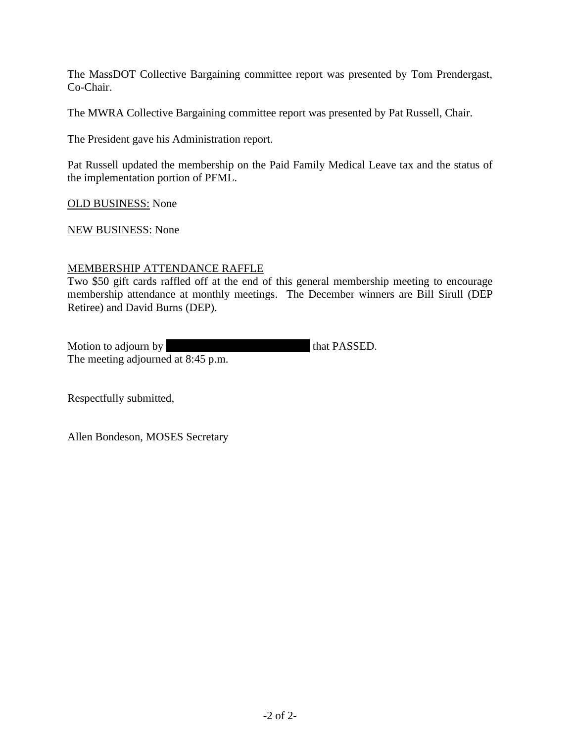The MassDOT Collective Bargaining committee report was presented by Tom Prendergast, Co-Chair.

The MWRA Collective Bargaining committee report was presented by Pat Russell, Chair.

The President gave his Administration report.

Pat Russell updated the membership on the Paid Family Medical Leave tax and the status of the implementation portion of PFML.

<u>OLD BUSINESS:</u> None

<u>NEW BUSINESS:</u> None

<u>MEMBERSHIP ATTENDANCE RAFFLE</u>
Two $50 gift cards raffled off at the end of this general membership meeting to encourage membership attendance at monthly meetings. The December winners are Bill Sirull (DEP Retiree) and David Burns (DEP).

Motion to adjourn by [REDACTED] that PASSED.
The meeting adjourned at 8:45 p.m.

Respectfully submitted,

Allen Bondeson, MOSES Secretary